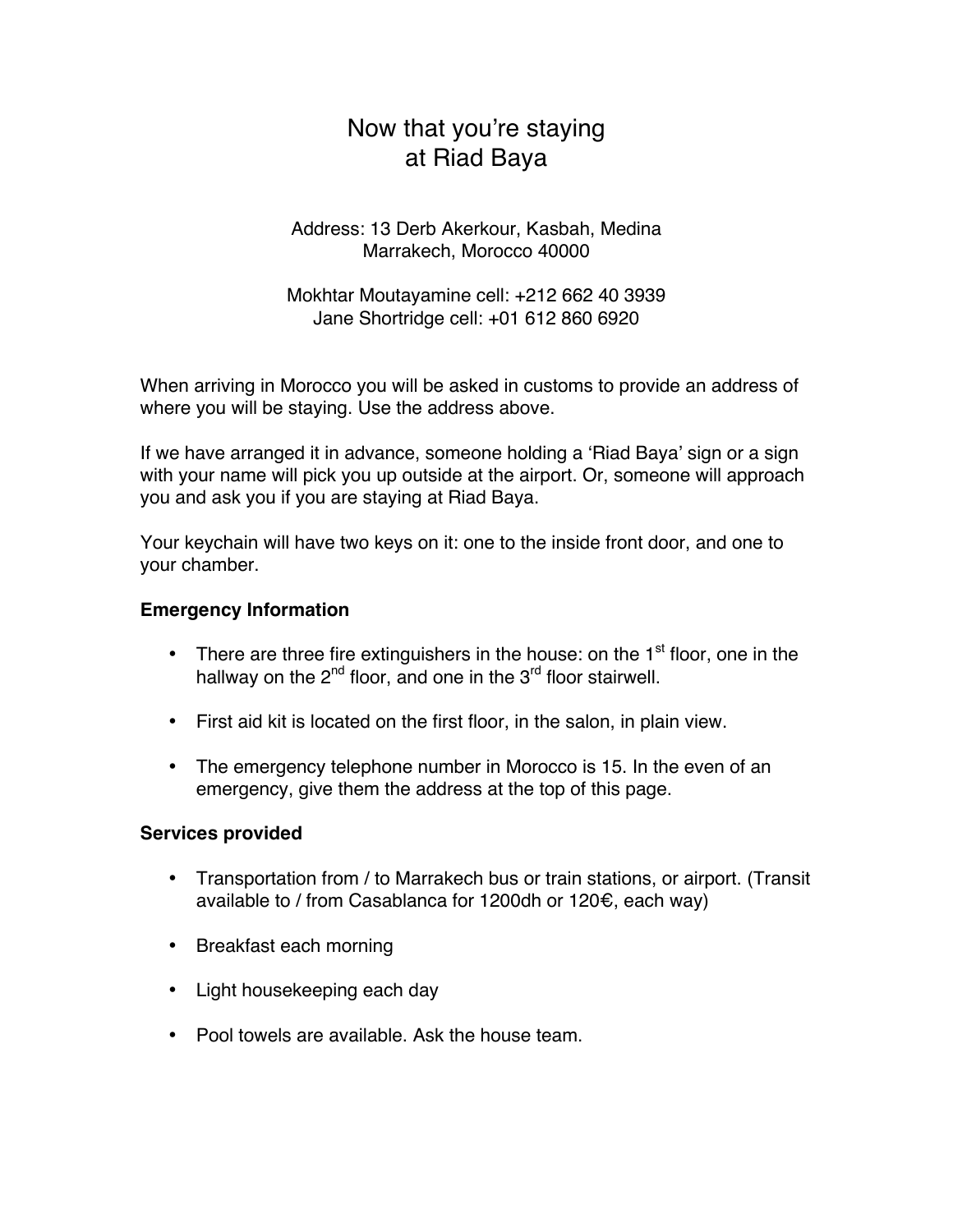# Now that you're staying at Riad Baya

Address: 13 Derb Akerkour, Kasbah, Medina
Marrakech, Morocco 40000

Mokhtar Moutayamine cell: +212 662 40 3939
Jane Shortridge cell: +01 612 860 6920

When arriving in Morocco you will be asked in customs to provide an address of where you will be staying. Use the address above.

If we have arranged it in advance, someone holding a 'Riad Baya' sign or a sign with your name will pick you up outside at the airport. Or, someone will approach you and ask you if you are staying at Riad Baya.

Your keychain will have two keys on it: one to the inside front door, and one to your chamber.

**Emergency Information**

- There are three fire extinguishers in the house: on the 1st floor, one in the hallway on the 2nd floor, and one in the 3rd floor stairwell.
- First aid kit is located on the first floor, in the salon, in plain view.
- The emergency telephone number in Morocco is 15. In the even of an emergency, give them the address at the top of this page.

**Services provided**

- Transportation from / to Marrakech bus or train stations, or airport. (Transit available to / from Casablanca for 1200dh or 120€, each way)
- Breakfast each morning
- Light housekeeping each day
- Pool towels are available. Ask the house team.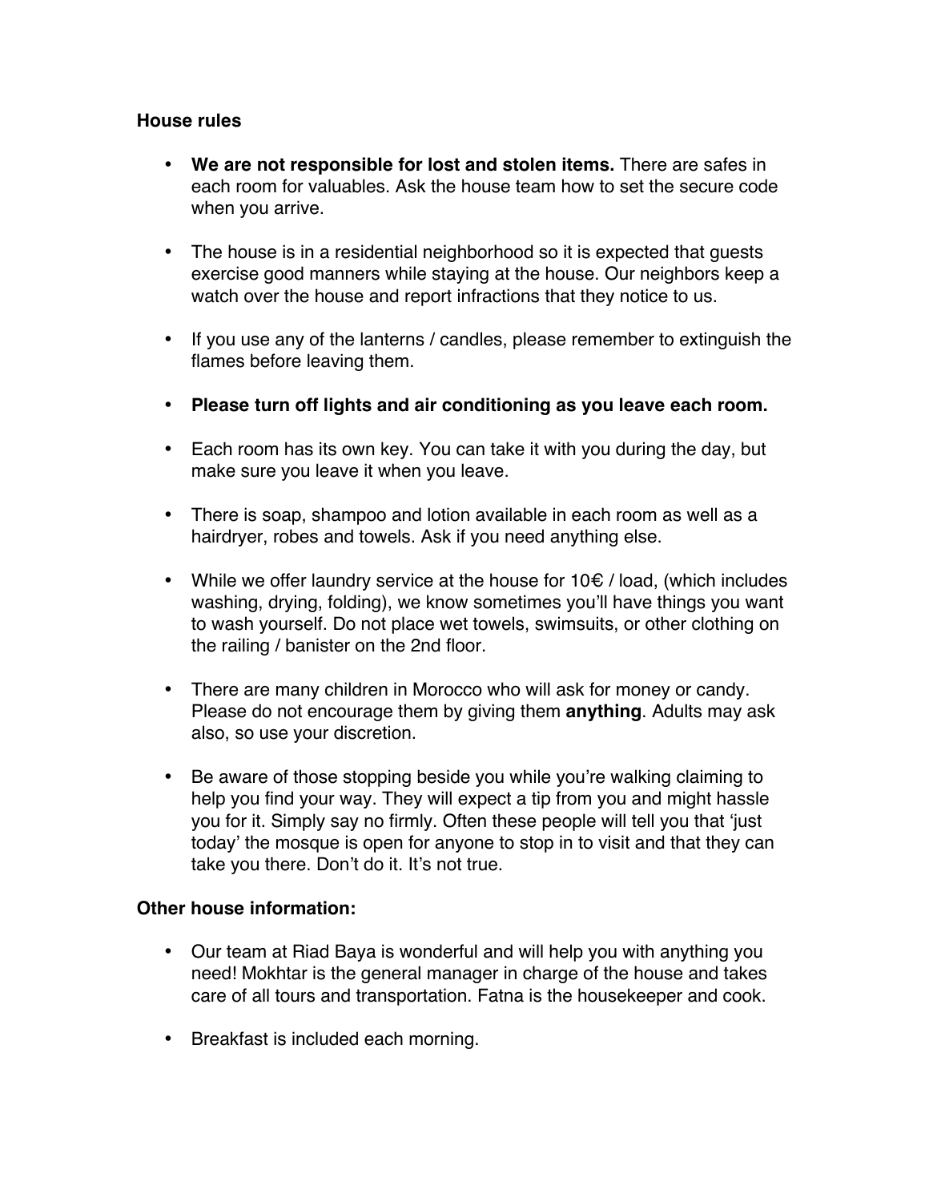**House rules**

- **We are not responsible for lost and stolen items.** There are safes in each room for valuables. Ask the house team how to set the secure code when you arrive.

- The house is in a residential neighborhood so it is expected that guests exercise good manners while staying at the house. Our neighbors keep a watch over the house and report infractions that they notice to us.

- If you use any of the lanterns / candles, please remember to extinguish the flames before leaving them.

- **Please turn off lights and air conditioning as you leave each room.**

- Each room has its own key. You can take it with you during the day, but make sure you leave it when you leave.

- There is soap, shampoo and lotion available in each room as well as a hairdryer, robes and towels. Ask if you need anything else.

- While we offer laundry service at the house for 10€ / load, (which includes washing, drying, folding), we know sometimes you'll have things you want to wash yourself. Do not place wet towels, swimsuits, or other clothing on the railing / banister on the 2nd floor.

- There are many children in Morocco who will ask for money or candy. Please do not encourage them by giving them **anything**. Adults may ask also, so use your discretion.

- Be aware of those stopping beside you while you're walking claiming to help you find your way. They will expect a tip from you and might hassle you for it. Simply say no firmly. Often these people will tell you that 'just today' the mosque is open for anyone to stop in to visit and that they can take you there. Don't do it. It's not true.

**Other house information:**

- Our team at Riad Baya is wonderful and will help you with anything you need! Mokhtar is the general manager in charge of the house and takes care of all tours and transportation. Fatna is the housekeeper and cook.

- Breakfast is included each morning.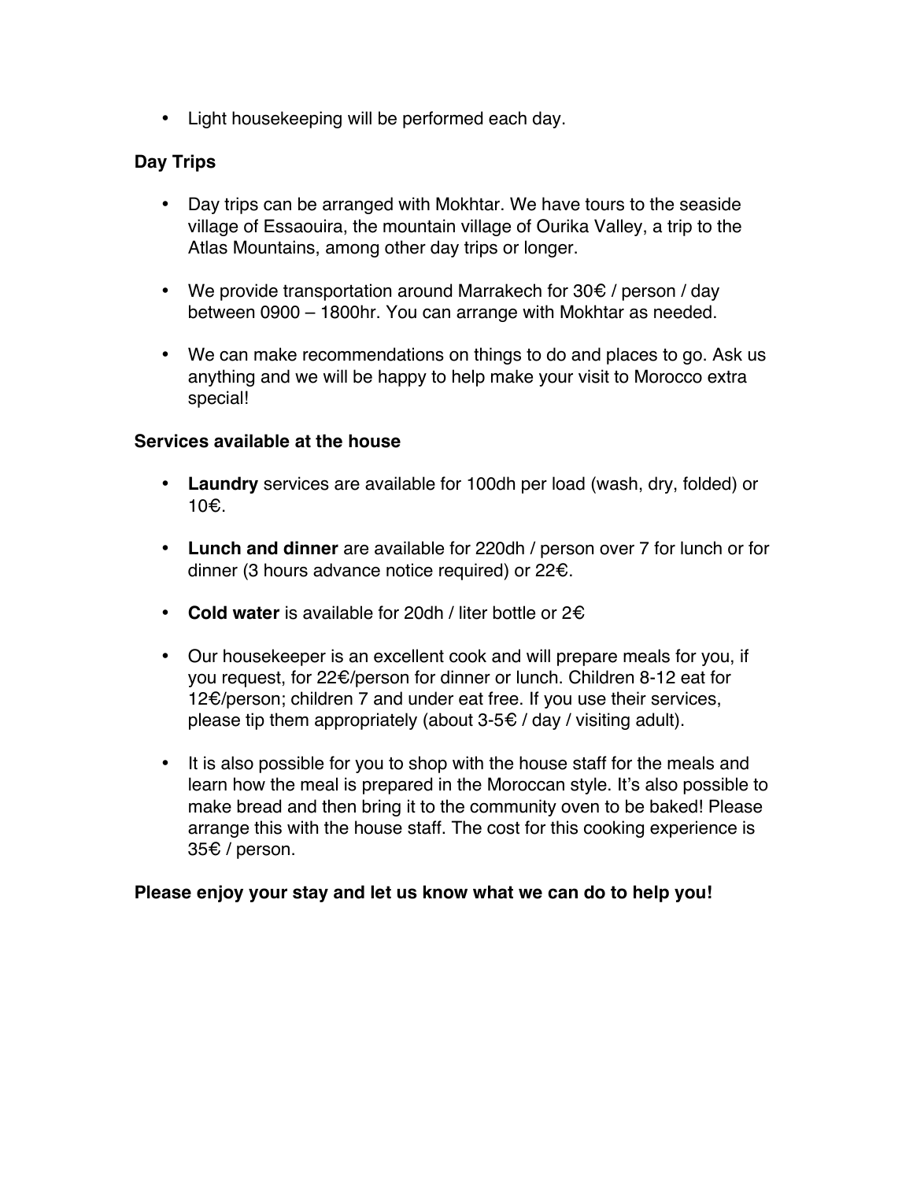- Light housekeeping will be performed each day.

**Day Trips**

- Day trips can be arranged with Mokhtar. We have tours to the seaside village of Essaouira, the mountain village of Ourika Valley, a trip to the Atlas Mountains, among other day trips or longer.

- We provide transportation around Marrakech for 30€ / person / day between 0900 – 1800hr. You can arrange with Mokhtar as needed.

- We can make recommendations on things to do and places to go. Ask us anything and we will be happy to help make your visit to Morocco extra special!

**Services available at the house**

- **Laundry** services are available for 100dh per load (wash, dry, folded) or 10€.

- **Lunch and dinner** are available for 220dh / person over 7 for lunch or for dinner (3 hours advance notice required) or 22€.

- **Cold water** is available for 20dh / liter bottle or 2€

- Our housekeeper is an excellent cook and will prepare meals for you, if you request, for 22€/person for dinner or lunch. Children 8-12 eat for 12€/person; children 7 and under eat free. If you use their services, please tip them appropriately (about 3-5€ / day / visiting adult).

- It is also possible for you to shop with the house staff for the meals and learn how the meal is prepared in the Moroccan style. It's also possible to make bread and then bring it to the community oven to be baked! Please arrange this with the house staff. The cost for this cooking experience is 35€ / person.

**Please enjoy your stay and let us know what we can do to help you!**